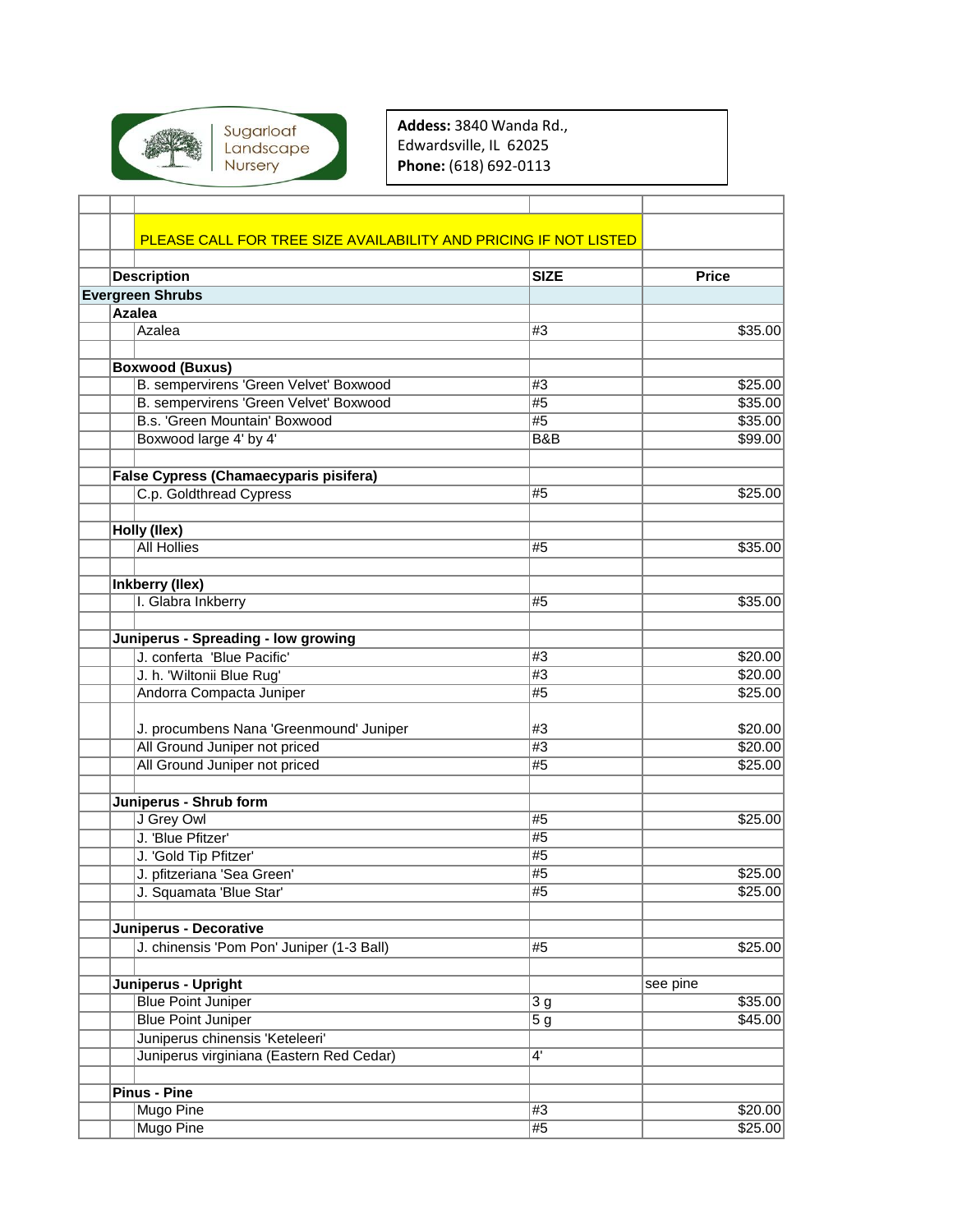Sugarloaf Landscape Nursery

**Addess:** 3840 Wanda Rd., Edwardsville, IL 62025
**Phone:** (618) 692-0113

PLEASE CALL FOR TREE SIZE AVAILABILITY AND PRICING IF NOT LISTED

| Description | SIZE | Price |
|---|---|---|
| **Evergreen Shrubs** | | |
| **Azalea** | | |
| Azalea | #3 | $35.00 |
| | | |
| **Boxwood (Buxus)** | | |
| B. sempervirens 'Green Velvet' Boxwood | #3 | $25.00 |
| B. sempervirens 'Green Velvet' Boxwood | #5 | $35.00 |
| B.s. 'Green Mountain' Boxwood | #5 | $35.00 |
| Boxwood large 4' by 4' | B&B | $99.00 |
| | | |
| **False Cypress (Chamaecyparis pisifera)** | | |
| C.p. Goldthread Cypress | #5 | $25.00 |
| | | |
| **Holly (Ilex)** | | |
| All Hollies | #5 | $35.00 |
| | | |
| **Inkberry (Ilex)** | | |
| I. Glabra Inkberry | #5 | $35.00 |
| | | |
| **Juniperus - Spreading - low growing** | | |
| J. conferta 'Blue Pacific' | #3 | $20.00 |
| J. h. 'Wiltonii Blue Rug' | #3 | $20.00 |
| Andorra Compacta Juniper | #5 | $25.00 |
| J. procumbens Nana 'Greenmound' Juniper | #3 | $20.00 |
| All Ground Juniper not priced | #3 | $20.00 |
| All Ground Juniper not priced | #5 | $25.00 |
| | | |
| **Juniperus - Shrub form** | | |
| J Grey Owl | #5 | $25.00 |
| J. 'Blue Pfitzer' | #5 | |
| J. 'Gold Tip Pfitzer' | #5 | |
| J. pfitzeriana 'Sea Green' | #5 | $25.00 |
| J. Squamata 'Blue Star' | #5 | $25.00 |
| | | |
| **Juniperus - Decorative** | | |
| J. chinensis 'Pom Pon' Juniper (1-3 Ball) | #5 | $25.00 |
| | | |
| **Juniperus - Upright** | | see pine |
| Blue Point Juniper | 3 g | $35.00 |
| Blue Point Juniper | 5 g | $45.00 |
| Juniperus chinensis 'Keteleeri' | | |
| Juniperus virginiana (Eastern Red Cedar) | 4' | |
| | | |
| **Pinus - Pine** | | |
| Mugo Pine | #3 | $20.00 |
| Mugo Pine | #5 | $25.00 |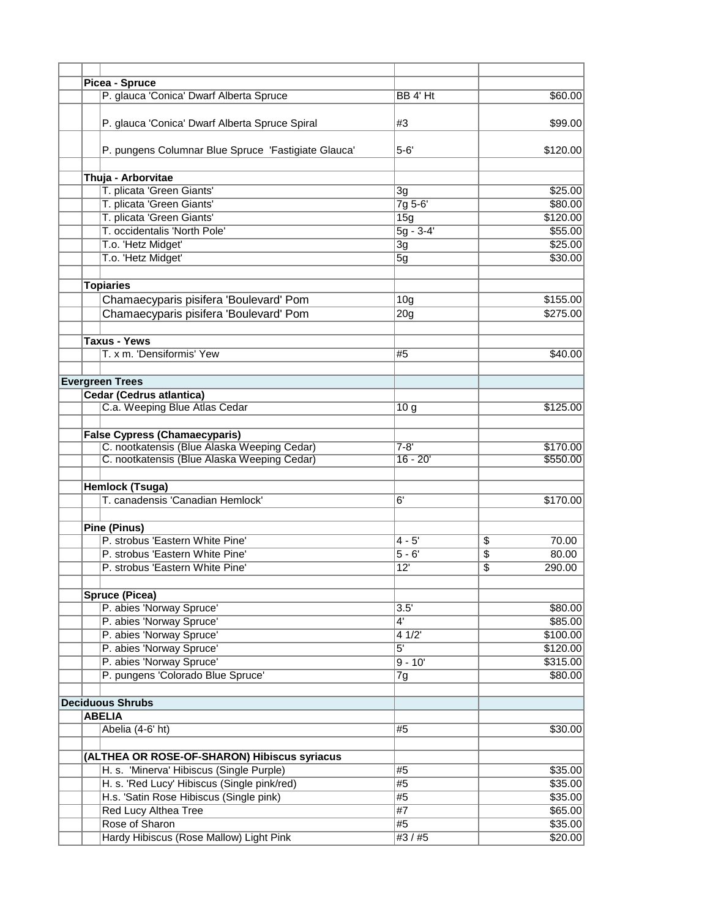| | | | | |
|---|---|---|---|---|
| | **Picea - Spruce** | | | |
| | | P. glauca 'Conica' Dwarf Alberta Spruce | BB 4' Ht | $60.00 |
| | | P. glauca 'Conica' Dwarf Alberta Spruce Spiral | #3 | $99.00 |
| | | P. pungens Columnar Blue Spruce 'Fastigiate Glauca' | 5-6' | $120.00 |
| | | | | |
| | **Thuja - Arborvitae** | | | |
| | | T. plicata 'Green Giants' | 3g | $25.00 |
| | | T. plicata 'Green Giants' | 7g 5-6' | $80.00 |
| | | T. plicata 'Green Giants' | 15g | $120.00 |
| | | T. occidentalis 'North Pole' | 5g - 3-4' | $55.00 |
| | | T.o. 'Hetz Midget' | 3g | $25.00 |
| | | T.o. 'Hetz Midget' | 5g | $30.00 |
| | | | | |
| | **Topiaries** | | | |
| | | Chamaecyparis pisifera 'Boulevard' Pom | 10g | $155.00 |
| | | Chamaecyparis pisifera 'Boulevard' Pom | 20g | $275.00 |
| | | | | |
| | **Taxus - Yews** | | | |
| | | T. x m. 'Densiformis' Yew | #5 | $40.00 |
| | | | | |
| **Evergreen Trees** | | | | |
| | **Cedar (Cedrus atlantica)** | | | |
| | | C.a. Weeping Blue Atlas Cedar | 10 g | $125.00 |
| | | | | |
| | **False Cypress (Chamaecyparis)** | | | |
| | | C. nootkatensis (Blue Alaska Weeping Cedar) | 7-8' | $170.00 |
| | | C. nootkatensis (Blue Alaska Weeping Cedar) | 16 - 20' | $550.00 |
| | | | | |
| | **Hemlock (Tsuga)** | | | |
| | | T. canadensis 'Canadian Hemlock' | 6' | $170.00 |
| | | | | |
| | **Pine (Pinus)** | | | |
| | | P. strobus 'Eastern White Pine' | 4 - 5' | $ 70.00 |
| | | P. strobus 'Eastern White Pine' | 5 - 6' | $ 80.00 |
| | | P. strobus 'Eastern White Pine' | 12' | $ 290.00 |
| | | | | |
| | **Spruce (Picea)** | | | |
| | | P. abies 'Norway Spruce' | 3.5' | $80.00 |
| | | P. abies 'Norway Spruce' | 4' | $85.00 |
| | | P. abies 'Norway Spruce' | 4 1/2' | $100.00 |
| | | P. abies 'Norway Spruce' | 5' | $120.00 |
| | | P. abies 'Norway Spruce' | 9 - 10' | $315.00 |
| | | P. pungens 'Colorado Blue Spruce' | 7g | $80.00 |
| | | | | |
| **Deciduous Shrubs** | | | | |
| | **ABELIA** | | | |
| | | Abelia (4-6' ht) | #5 | $30.00 |
| | | | | |
| | **(ALTHEA OR ROSE-OF-SHARON) Hibiscus syriacus** | | | |
| | | H. s. 'Minerva' Hibiscus (Single Purple) | #5 | $35.00 |
| | | H. s. 'Red Lucy' Hibiscus (Single pink/red) | #5 | $35.00 |
| | | H.s. 'Satin Rose Hibiscus (Single pink) | #5 | $35.00 |
| | | Red Lucy Althea Tree | #7 | $65.00 |
| | | Rose of Sharon | #5 | $35.00 |
| | | Hardy Hibiscus (Rose Mallow) Light Pink | #3 / #5 | $20.00 |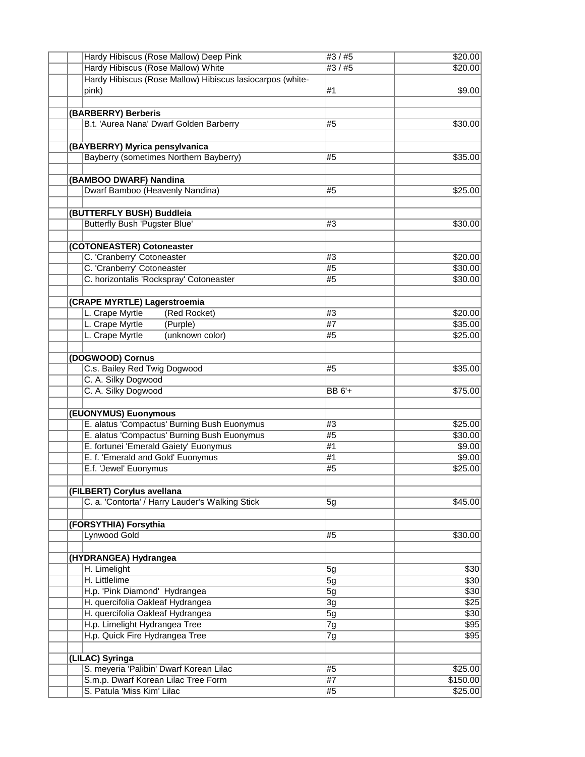| | | | |
|---|---|---|---|
| | Hardy Hibiscus (Rose Mallow) Deep Pink | #3 / #5 | $20.00 |
| | Hardy Hibiscus (Rose Mallow) White | #3 / #5 | $20.00 |
| | Hardy Hibiscus (Rose Mallow) Hibiscus lasiocarpos (white-pink) | #1 | $9.00 |
| | | | |
| **(BARBERRY) Berberis** | | | |
| | B.t. 'Aurea Nana' Dwarf Golden Barberry | #5 | $30.00 |
| | | | |
| **(BAYBERRY) Myrica pensylvanica** | | | |
| | Bayberry (sometimes Northern Bayberry) | #5 | $35.00 |
| | | | |
| **(BAMBOO DWARF) Nandina** | | | |
| | Dwarf Bamboo (Heavenly Nandina) | #5 | $25.00 |
| | | | |
| **(BUTTERFLY BUSH) Buddleia** | | | |
| | Butterfly Bush 'Pugster Blue' | #3 | $30.00 |
| | | | |
| **(COTONEASTER) Cotoneaster** | | | |
| | C. 'Cranberry' Cotoneaster | #3 | $20.00 |
| | C. 'Cranberry' Cotoneaster | #5 | $30.00 |
| | C. horizontalis 'Rockspray' Cotoneaster | #5 | $30.00 |
| | | | |
| **(CRAPE MYRTLE) Lagerstroemia** | | | |
| | L. Crape Myrtle (Red Rocket) | #3 | $20.00 |
| | L. Crape Myrtle (Purple) | #7 | $35.00 |
| | L. Crape Myrtle (unknown color) | #5 | $25.00 |
| | | | |
| **(DOGWOOD) Cornus** | | | |
| | C.s. Bailey Red Twig Dogwood | #5 | $35.00 |
| | C. A. Silky Dogwood | | |
| | C. A. Silky Dogwood | BB 6'+ | $75.00 |
| | | | |
| **(EUONYMUS) Euonymous** | | | |
| | E. alatus 'Compactus' Burning Bush Euonymus | #3 | $25.00 |
| | E. alatus 'Compactus' Burning Bush Euonymus | #5 | $30.00 |
| | E. fortunei 'Emerald Gaiety' Euonymus | #1 | $9.00 |
| | E. f. 'Emerald and Gold' Euonymus | #1 | $9.00 |
| | E.f. 'Jewel' Euonymus | #5 | $25.00 |
| | | | |
| **(FILBERT) Corylus avellana** | | | |
| | C. a. 'Contorta' / Harry Lauder's Walking Stick | 5g | $45.00 |
| | | | |
| **(FORSYTHIA) Forsythia** | | | |
| | Lynwood Gold | #5 | $30.00 |
| | | | |
| **(HYDRANGEA) Hydrangea** | | | |
| | H. Limelight | 5g | $30 |
| | H. Littlelime | 5g | $30 |
| | H.p. 'Pink Diamond' Hydrangea | 5g | $30 |
| | H. quercifolia Oakleaf Hydrangea | 3g | $25 |
| | H. quercifolia Oakleaf Hydrangea | 5g | $30 |
| | H.p. Limelight Hydrangea Tree | 7g | $95 |
| | H.p. Quick Fire Hydrangea Tree | 7g | $95 |
| | | | |
| **(LILAC) Syringa** | | | |
| | S. meyeria 'Palibin' Dwarf Korean Lilac | #5 | $25.00 |
| | S.m.p. Dwarf Korean Lilac Tree Form | #7 | $150.00 |
| | S. Patula 'Miss Kim' Lilac | #5 | $25.00 |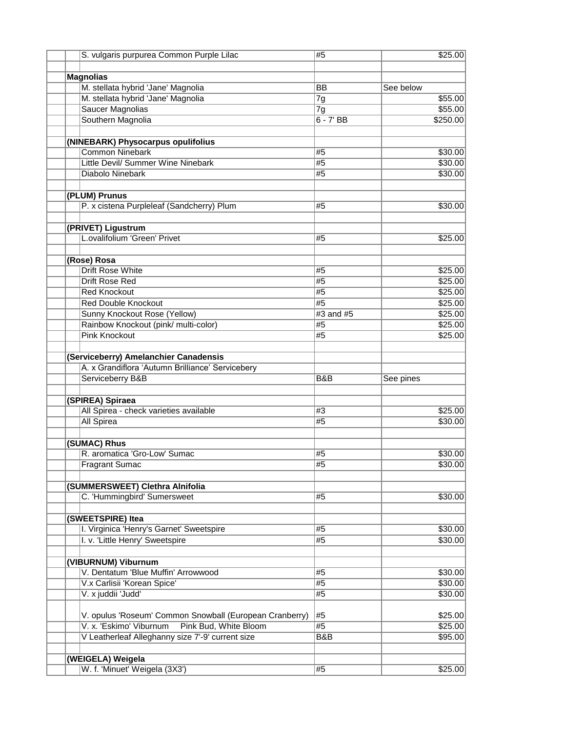| | | | |
|---|---|---|---|
| | S. vulgaris purpurea Common Purple Lilac | #5 | $25.00 |
| | | | |
| **Magnolias** | | | |
| | M. stellata hybrid 'Jane' Magnolia | BB | See below |
| | M. stellata hybrid 'Jane' Magnolia | 7g | $55.00 |
| | Saucer Magnolias | 7g | $55.00 |
| | Southern Magnolia | 6 - 7' BB | $250.00 |
| | | | |
| **(NINEBARK) Physocarpus opulifolius** | | | |
| | Common Ninebark | #5 | $30.00 |
| | Little Devil/ Summer Wine Ninebark | #5 | $30.00 |
| | Diabolo Ninebark | #5 | $30.00 |
| | | | |
| **(PLUM) Prunus** | | | |
| | P. x cistena Purpleleaf (Sandcherry) Plum | #5 | $30.00 |
| | | | |
| **(PRIVET) Ligustrum** | | | |
| | L.ovalifolium 'Green' Privet | #5 | $25.00 |
| | | | |
| **(Rose) Rosa** | | | |
| | Drift Rose White | #5 | $25.00 |
| | Drift Rose Red | #5 | $25.00 |
| | Red Knockout | #5 | $25.00 |
| | Red Double Knockout | #5 | $25.00 |
| | Sunny Knockout Rose (Yellow) | #3 and #5 | $25.00 |
| | Rainbow Knockout (pink/ multi-color) | #5 | $25.00 |
| | Pink Knockout | #5 | $25.00 |
| | | | |
| **(Serviceberry) Amelanchier Canadensis** | | | |
| | A. x Grandiflora 'Autumn Brilliance' Servicebery | | |
| | Serviceberry B&B | B&B | See pines |
| | | | |
| **(SPIREA) Spiraea** | | | |
| | All Spirea - check varieties available | #3 | $25.00 |
| | All Spirea | #5 | $30.00 |
| | | | |
| **(SUMAC) Rhus** | | | |
| | R. aromatica 'Gro-Low' Sumac | #5 | $30.00 |
| | Fragrant Sumac | #5 | $30.00 |
| | | | |
| **(SUMMERSWEET) Clethra Alnifolia** | | | |
| | C. 'Hummingbird' Sumersweet | #5 | $30.00 |
| | | | |
| **(SWEETSPIRE) Itea** | | | |
| | I. Virginica 'Henry's Garnet' Sweetspire | #5 | $30.00 |
| | I. v. 'Little Henry' Sweetspire | #5 | $30.00 |
| | | | |
| **(VIBURNUM) Viburnum** | | | |
| | V. Dentatum 'Blue Muffin' Arrowwood | #5 | $30.00 |
| | V.x Carlisii 'Korean Spice' | #5 | $30.00 |
| | V. x juddii 'Judd' | #5 | $30.00 |
| | V. opulus 'Roseum' Common Snowball (European Cranberry) | #5 | $25.00 |
| | V. x. 'Eskimo' Viburnum Pink Bud, White Bloom | #5 | $25.00 |
| | V Leatherleaf Alleghanny size 7'-9' current size | B&B | $95.00 |
| | | | |
| **(WEIGELA) Weigela** | | | |
| | W. f. 'Minuet' Weigela (3X3') | #5 | $25.00 |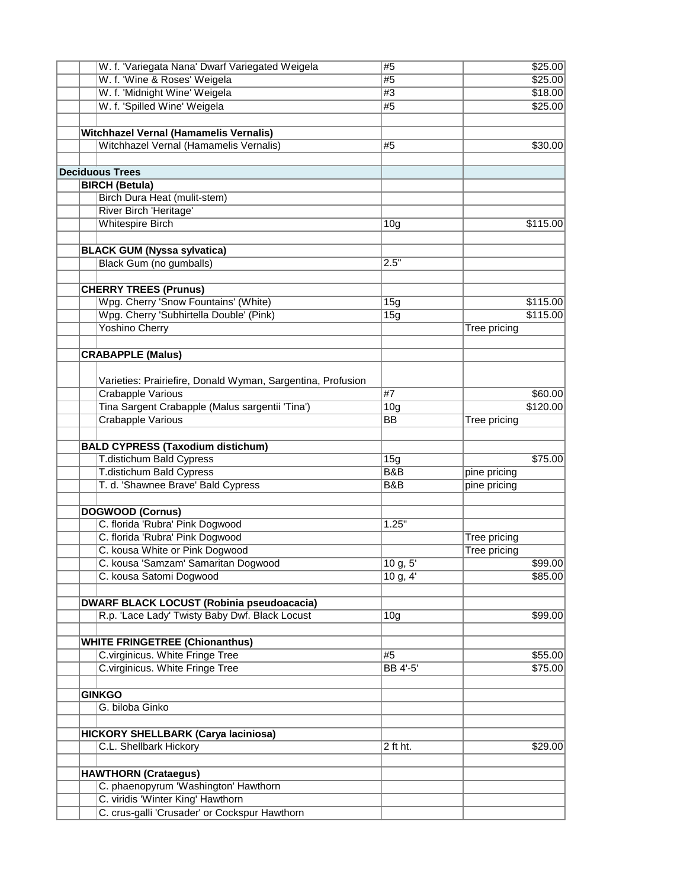| | | | |
|---|---|---|---|
| | W. f. 'Variegata Nana' Dwarf Variegated Weigela | #5 | $25.00 |
| | W. f. 'Wine & Roses' Weigela | #5 | $25.00 |
| | W. f. 'Midnight Wine' Weigela | #3 | $18.00 |
| | W. f. 'Spilled Wine' Weigela | #5 | $25.00 |
| | | | |
| **Witchhazel Vernal (Hamamelis Vernalis)** | | | |
| | Witchhazel Vernal (Hamamelis Vernalis) | #5 | $30.00 |
| | | | |
| **Deciduous Trees** | | | |
| **BIRCH (Betula)** | | | |
| | Birch Dura Heat (mulit-stem) | | |
| | River Birch 'Heritage' | | |
| | Whitespire Birch | 10g | $115.00 |
| | | | |
| **BLACK GUM (Nyssa sylvatica)** | | | |
| | Black Gum (no gumballs) | 2.5" | |
| | | | |
| **CHERRY TREES (Prunus)** | | | |
| | Wpg. Cherry 'Snow Fountains' (White) | 15g | $115.00 |
| | Wpg. Cherry 'Subhirtella Double' (Pink) | 15g | $115.00 |
| | Yoshino Cherry | | Tree pricing |
| | | | |
| **CRABAPPLE (Malus)** | | | |
| | Varieties: Prairiefire, Donald Wyman, Sargentina, Profusion | | |
| | Crabapple Various | #7 | $60.00 |
| | Tina Sargent Crabapple (Malus sargentii 'Tina') | 10g | $120.00 |
| | Crabapple Various | BB | Tree pricing |
| | | | |
| **BALD CYPRESS (Taxodium distichum)** | | | |
| | T.distichum Bald Cypress | 15g | $75.00 |
| | T.distichum Bald Cypress | B&B | pine pricing |
| | T. d. 'Shawnee Brave' Bald Cypress | B&B | pine pricing |
| | | | |
| **DOGWOOD (Cornus)** | | | |
| | C. florida 'Rubra' Pink Dogwood | 1.25" | |
| | C. florida 'Rubra' Pink Dogwood | | Tree pricing |
| | C. kousa White or Pink Dogwood | | Tree pricing |
| | C. kousa 'Samzam' Samaritan Dogwood | 10 g, 5' | $99.00 |
| | C. kousa Satomi Dogwood | 10 g, 4' | $85.00 |
| | | | |
| **DWARF BLACK LOCUST (Robinia pseudoacacia)** | | | |
| | R.p. 'Lace Lady' Twisty Baby Dwf. Black Locust | 10g | $99.00 |
| | | | |
| **WHITE FRINGETREE (Chionanthus)** | | | |
| | C.virginicus. White Fringe Tree | #5 | $55.00 |
| | C.virginicus. White Fringe Tree | BB 4'-5' | $75.00 |
| | | | |
| **GINKGO** | | | |
| | G. biloba Ginko | | |
| | | | |
| **HICKORY SHELLBARK (Carya laciniosa)** | | | |
| | C.L. Shellbark Hickory | 2 ft ht. | $29.00 |
| | | | |
| **HAWTHORN (Crataegus)** | | | |
| | C. phaenopyrum 'Washington' Hawthorn | | |
| | C. viridis 'Winter King' Hawthorn | | |
| | C. crus-galli 'Crusader' or Cockspur Hawthorn | | |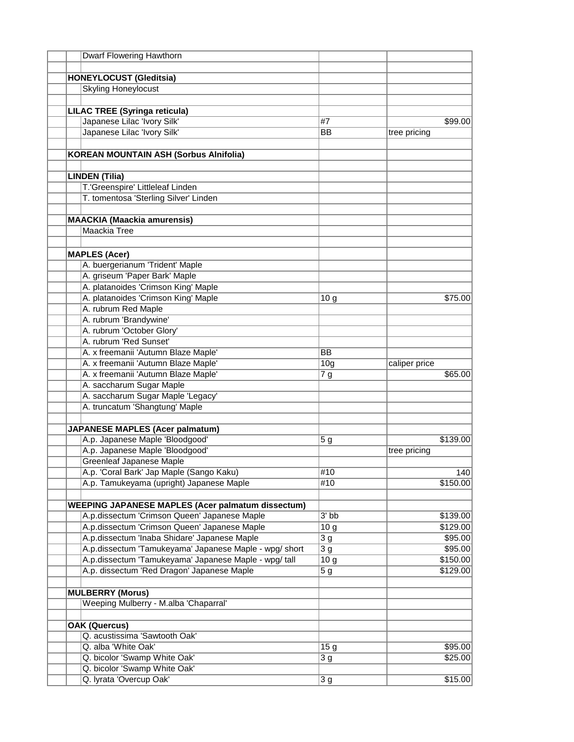| | | | |
|---|---|---|---|
| | Dwarf Flowering Hawthorn | | |
| | | | |
| **HONEYLOCUST (Gleditsia)** | | | |
| | Skyling Honeylocust | | |
| | | | |
| **LILAC TREE (Syringa reticula)** | | | |
| | Japanese Lilac 'Ivory Silk' | #7 | $99.00 |
| | Japanese Lilac 'Ivory Silk' | BB | tree pricing |
| | | | |
| **KOREAN MOUNTAIN ASH (Sorbus Alnifolia)** | | | |
| | | | |
| **LINDEN (Tilia)** | | | |
| | T.'Greenspire' Littleleaf Linden | | |
| | T. tomentosa 'Sterling Silver' Linden | | |
| | | | |
| **MAACKIA (Maackia amurensis)** | | | |
| | Maackia Tree | | |
| | | | |
| **MAPLES (Acer)** | | | |
| | A. buergerianum 'Trident' Maple | | |
| | A. griseum 'Paper Bark' Maple | | |
| | A. platanoides 'Crimson King' Maple | | |
| | A. platanoides 'Crimson King' Maple | 10 g | $75.00 |
| | A. rubrum Red Maple | | |
| | A. rubrum 'Brandywine' | | |
| | A. rubrum 'October Glory' | | |
| | A. rubrum 'Red Sunset' | | |
| | A. x freemanii 'Autumn Blaze Maple' | BB | |
| | A. x freemanii 'Autumn Blaze Maple' | 10g | caliper price |
| | A. x freemanii 'Autumn Blaze Maple' | 7 g | $65.00 |
| | A. saccharum Sugar Maple | | |
| | A. saccharum Sugar Maple 'Legacy' | | |
| | A. truncatum 'Shangtung' Maple | | |
| | | | |
| **JAPANESE MAPLES (Acer palmatum)** | | | |
| | A.p. Japanese Maple 'Bloodgood' | 5 g | $139.00 |
| | A.p. Japanese Maple 'Bloodgood' | | tree pricing |
| | Greenleaf Japanese Maple | | |
| | A.p. 'Coral Bark' Jap Maple (Sango Kaku) | #10 | 140 |
| | A.p. Tamukeyama (upright) Japanese Maple | #10 | $150.00 |
| | | | |
| **WEEPING JAPANESE MAPLES (Acer palmatum dissectum)** | | | |
| | A.p.dissectum 'Crimson Queen' Japanese Maple | 3' bb | $139.00 |
| | A.p.dissectum 'Crimson Queen' Japanese Maple | 10 g | $129.00 |
| | A.p.dissectum 'Inaba Shidare' Japanese Maple | 3 g | $95.00 |
| | A.p.dissectum 'Tamukeyama' Japanese Maple - wpg/ short | 3 g | $95.00 |
| | A.p.dissectum 'Tamukeyama' Japanese Maple - wpg/ tall | 10 g | $150.00 |
| | A.p. dissectum 'Red Dragon' Japanese Maple | 5 g | $129.00 |
| | | | |
| **MULBERRY (Morus)** | | | |
| | Weeping Mulberry - M.alba 'Chaparral' | | |
| | | | |
| **OAK (Quercus)** | | | |
| | Q. acustissima 'Sawtooth Oak' | | |
| | Q. alba 'White Oak' | 15 g | $95.00 |
| | Q. bicolor 'Swamp White Oak' | 3 g | $25.00 |
| | Q. bicolor 'Swamp White Oak' | | |
| | Q. lyrata 'Overcup Oak' | 3 g | $15.00 |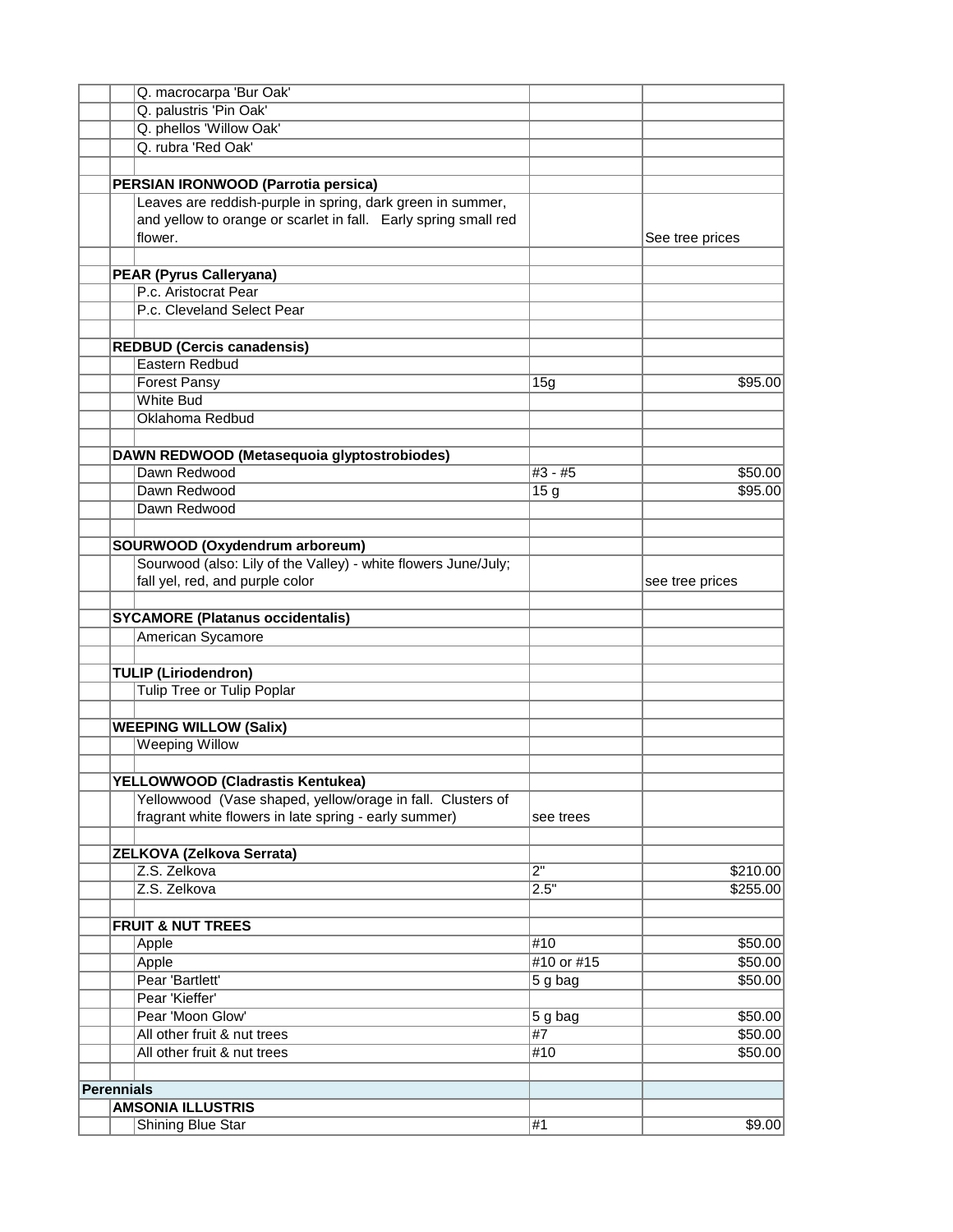| | | | | |
|---|---|---|---|---|
| | | Q. macrocarpa 'Bur Oak' | | |
| | | Q. palustris 'Pin Oak' | | |
| | | Q. phellos 'Willow Oak' | | |
| | | Q. rubra 'Red Oak' | | |
| | | | | |
| | **PERSIAN IRONWOOD (Parrotia persica)** | | | |
| | | Leaves are reddish-purple in spring, dark green in summer, and yellow to orange or scarlet in fall. Early spring small red flower. | | See tree prices |
| | | | | |
| | **PEAR (Pyrus Calleryana)** | | | |
| | | P.c. Aristocrat Pear | | |
| | | P.c. Cleveland Select Pear | | |
| | | | | |
| | **REDBUD (Cercis canadensis)** | | | |
| | | Eastern Redbud | | |
| | | Forest Pansy | 15g | $95.00 |
| | | White Bud | | |
| | | Oklahoma Redbud | | |
| | | | | |
| | **DAWN REDWOOD (Metasequoia glyptostrobiodes)** | | | |
| | | Dawn Redwood | #3 - #5 | $50.00 |
| | | Dawn Redwood | 15 g | $95.00 |
| | | Dawn Redwood | | |
| | | | | |
| | **SOURWOOD (Oxydendrum arboreum)** | | | |
| | | Sourwood (also: Lily of the Valley) - white flowers June/July; fall yel, red, and purple color | | see tree prices |
| | | | | |
| | **SYCAMORE (Platanus occidentalis)** | | | |
| | | American Sycamore | | |
| | | | | |
| | **TULIP (Liriodendron)** | | | |
| | | Tulip Tree or Tulip Poplar | | |
| | | | | |
| | **WEEPING WILLOW (Salix)** | | | |
| | | Weeping Willow | | |
| | | | | |
| | **YELLOWWOOD (Cladrastis Kentukea)** | | | |
| | | Yellowwood (Vase shaped, yellow/orage in fall. Clusters of fragrant white flowers in late spring - early summer) | see trees | |
| | | | | |
| | **ZELKOVA (Zelkova Serrata)** | | | |
| | | Z.S. Zelkova | 2" | $210.00 |
| | | Z.S. Zelkova | 2.5" | $255.00 |
| | | | | |
| | **FRUIT & NUT TREES** | | | |
| | | Apple | #10 | $50.00 |
| | | Apple | #10 or #15 | $50.00 |
| | | Pear 'Bartlett' | 5 g bag | $50.00 |
| | | Pear 'Kieffer' | | |
| | | Pear 'Moon Glow' | 5 g bag | $50.00 |
| | | All other fruit & nut trees | #7 | $50.00 |
| | | All other fruit & nut trees | #10 | $50.00 |
| | | | | |
| **Perennials** | | | | |
| | **AMSONIA ILLUSTRIS** | | | |
| | | Shining Blue Star | #1 | $9.00 |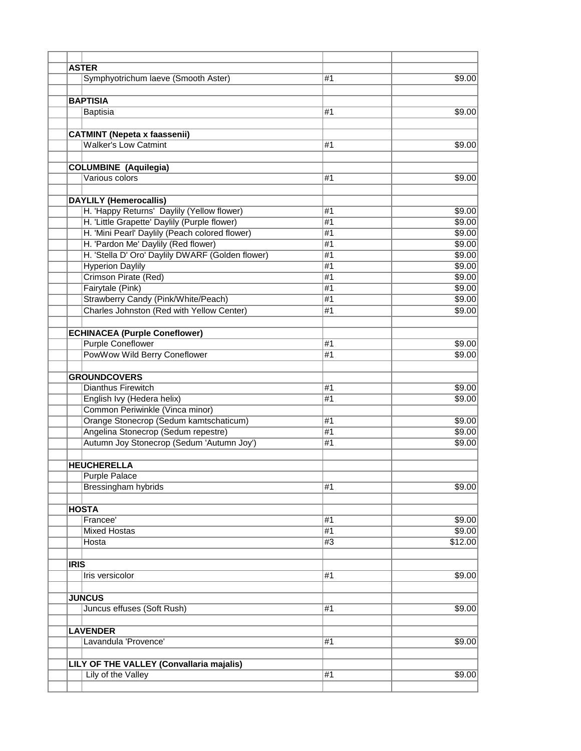| Plant | Size | Price |
|---|---|---|
| **ASTER** | | |
| Symphyotrichum laeve (Smooth Aster) | #1 | $9.00 |
| | | |
| **BAPTISIA** | | |
| Baptisia | #1 | $9.00 |
| | | |
| **CATMINT (Nepeta x faassenii)** | | |
| Walker's Low Catmint | #1 | $9.00 |
| | | |
| **COLUMBINE (Aquilegia)** | | |
| Various colors | #1 | $9.00 |
| | | |
| **DAYLILY (Hemerocallis)** | | |
| H. 'Happy Returns' Daylily (Yellow flower) | #1 | $9.00 |
| H. 'Little Grapette' Daylily (Purple flower) | #1 | $9.00 |
| H. 'Mini Pearl' Daylily (Peach colored flower) | #1 | $9.00 |
| H. 'Pardon Me' Daylily (Red flower) | #1 | $9.00 |
| H. 'Stella D' Oro' Daylily DWARF (Golden flower) | #1 | $9.00 |
| Hyperion Daylily | #1 | $9.00 |
| Crimson Pirate (Red) | #1 | $9.00 |
| Fairytale (Pink) | #1 | $9.00 |
| Strawberry Candy (Pink/White/Peach) | #1 | $9.00 |
| Charles Johnston (Red with Yellow Center) | #1 | $9.00 |
| | | |
| **ECHINACEA (Purple Coneflower)** | | |
| Purple Coneflower | #1 | $9.00 |
| PowWow Wild Berry Coneflower | #1 | $9.00 |
| | | |
| **GROUNDCOVERS** | | |
| Dianthus Firewitch | #1 | $9.00 |
| English Ivy (Hedera helix) | #1 | $9.00 |
| Common Periwinkle (Vinca minor) | | |
| Orange Stonecrop (Sedum kamtschaticum) | #1 | $9.00 |
| Angelina Stonecrop (Sedum repestre) | #1 | $9.00 |
| Autumn Joy Stonecrop (Sedum 'Autumn Joy') | #1 | $9.00 |
| | | |
| **HEUCHERELLA** | | |
| Purple Palace | | |
| Bressingham hybrids | #1 | $9.00 |
| | | |
| **HOSTA** | | |
| Francee' | #1 | $9.00 |
| Mixed Hostas | #1 | $9.00 |
| Hosta | #3 | $12.00 |
| | | |
| **IRIS** | | |
| Iris versicolor | #1 | $9.00 |
| | | |
| **JUNCUS** | | |
| Juncus effuses (Soft Rush) | #1 | $9.00 |
| | | |
| **LAVENDER** | | |
| Lavandula 'Provence' | #1 | $9.00 |
| | | |
| **LILY OF THE VALLEY (Convallaria majalis)** | | |
| Lily of the Valley | #1 | $9.00 |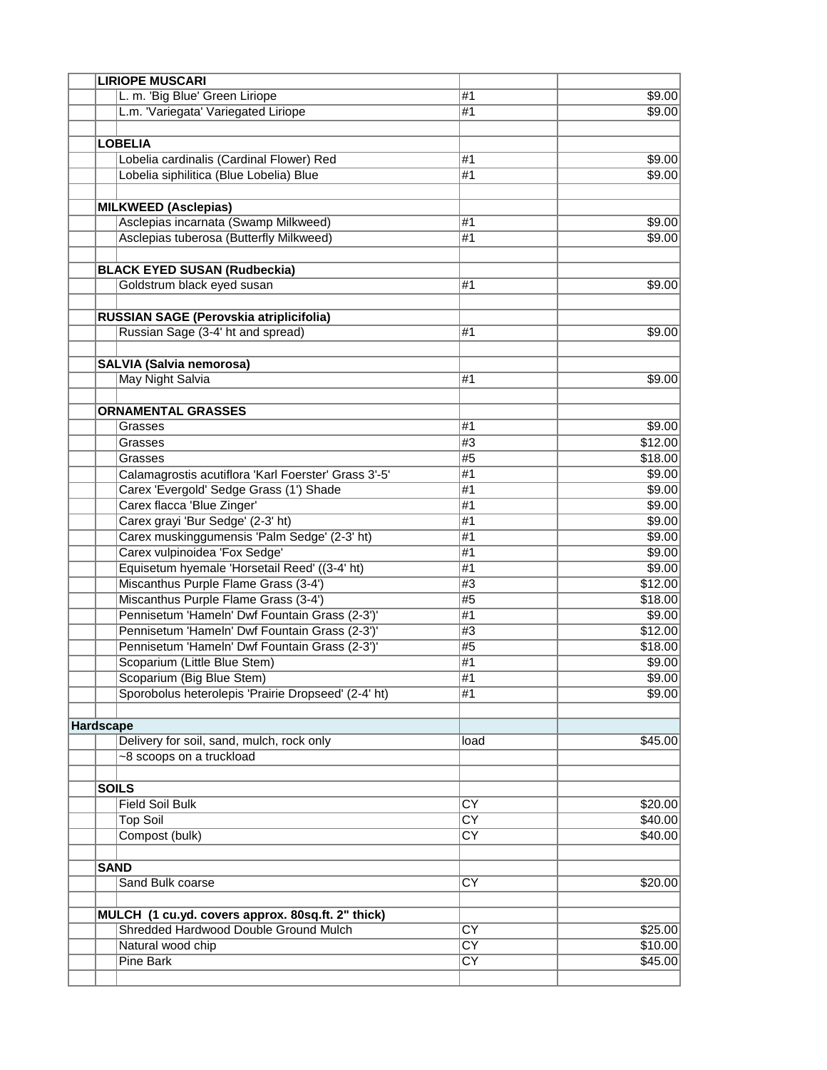| | | | | |
|---|---|---|---|---|
| | **LIRIOPE MUSCARI** | | | |
| | | L. m. 'Big Blue' Green Liriope | #1 | $9.00 |
| | | L.m. 'Variegata' Variegated Liriope | #1 | $9.00 |
| | | | | |
| | **LOBELIA** | | | |
| | | Lobelia cardinalis (Cardinal Flower) Red | #1 | $9.00 |
| | | Lobelia siphilitica (Blue Lobelia) Blue | #1 | $9.00 |
| | | | | |
| | **MILKWEED (Asclepias)** | | | |
| | | Asclepias incarnata (Swamp Milkweed) | #1 | $9.00 |
| | | Asclepias tuberosa (Butterfly Milkweed) | #1 | $9.00 |
| | | | | |
| | **BLACK EYED SUSAN (Rudbeckia)** | | | |
| | | Goldstrum black eyed susan | #1 | $9.00 |
| | | | | |
| | **RUSSIAN SAGE (Perovskia atriplicifolia)** | | | |
| | | Russian Sage (3-4' ht and spread) | #1 | $9.00 |
| | | | | |
| | **SALVIA (Salvia nemorosa)** | | | |
| | | May Night Salvia | #1 | $9.00 |
| | | | | |
| | **ORNAMENTAL GRASSES** | | | |
| | | Grasses | #1 | $9.00 |
| | | Grasses | #3 | $12.00 |
| | | Grasses | #5 | $18.00 |
| | | Calamagrostis acutiflora 'Karl Foerster' Grass 3'-5' | #1 | $9.00 |
| | | Carex 'Evergold' Sedge Grass (1') Shade | #1 | $9.00 |
| | | Carex flacca 'Blue Zinger' | #1 | $9.00 |
| | | Carex grayi 'Bur Sedge' (2-3' ht) | #1 | $9.00 |
| | | Carex muskinggumensis 'Palm Sedge' (2-3' ht) | #1 | $9.00 |
| | | Carex vulpinoidea 'Fox Sedge' | #1 | $9.00 |
| | | Equisetum hyemale 'Horsetail Reed' ((3-4' ht) | #1 | $9.00 |
| | | Miscanthus Purple Flame Grass (3-4') | #3 | $12.00 |
| | | Miscanthus Purple Flame Grass (3-4') | #5 | $18.00 |
| | | Pennisetum 'Hameln' Dwf Fountain Grass (2-3')' | #1 | $9.00 |
| | | Pennisetum 'Hameln' Dwf Fountain Grass (2-3')' | #3 | $12.00 |
| | | Pennisetum 'Hameln' Dwf Fountain Grass (2-3')' | #5 | $18.00 |
| | | Scoparium (Little Blue Stem) | #1 | $9.00 |
| | | Scoparium (Big Blue Stem) | #1 | $9.00 |
| | | Sporobolus heterolepis 'Prairie Dropseed' (2-4' ht) | #1 | $9.00 |
| | | | | |
| **Hardscape** | | | | |
| | | Delivery for soil, sand, mulch, rock only | load | $45.00 |
| | | ~8 scoops on a truckload | | |
| | | | | |
| | **SOILS** | | | |
| | | Field Soil Bulk | CY | $20.00 |
| | | Top Soil | CY | $40.00 |
| | | Compost (bulk) | CY | $40.00 |
| | | | | |
| | **SAND** | | | |
| | | Sand Bulk coarse | CY | $20.00 |
| | | | | |
| | **MULCH (1 cu.yd. covers approx. 80sq.ft. 2" thick)** | | | |
| | | Shredded Hardwood Double Ground Mulch | CY | $25.00 |
| | | Natural wood chip | CY | $10.00 |
| | | Pine Bark | CY | $45.00 |
| | | | | |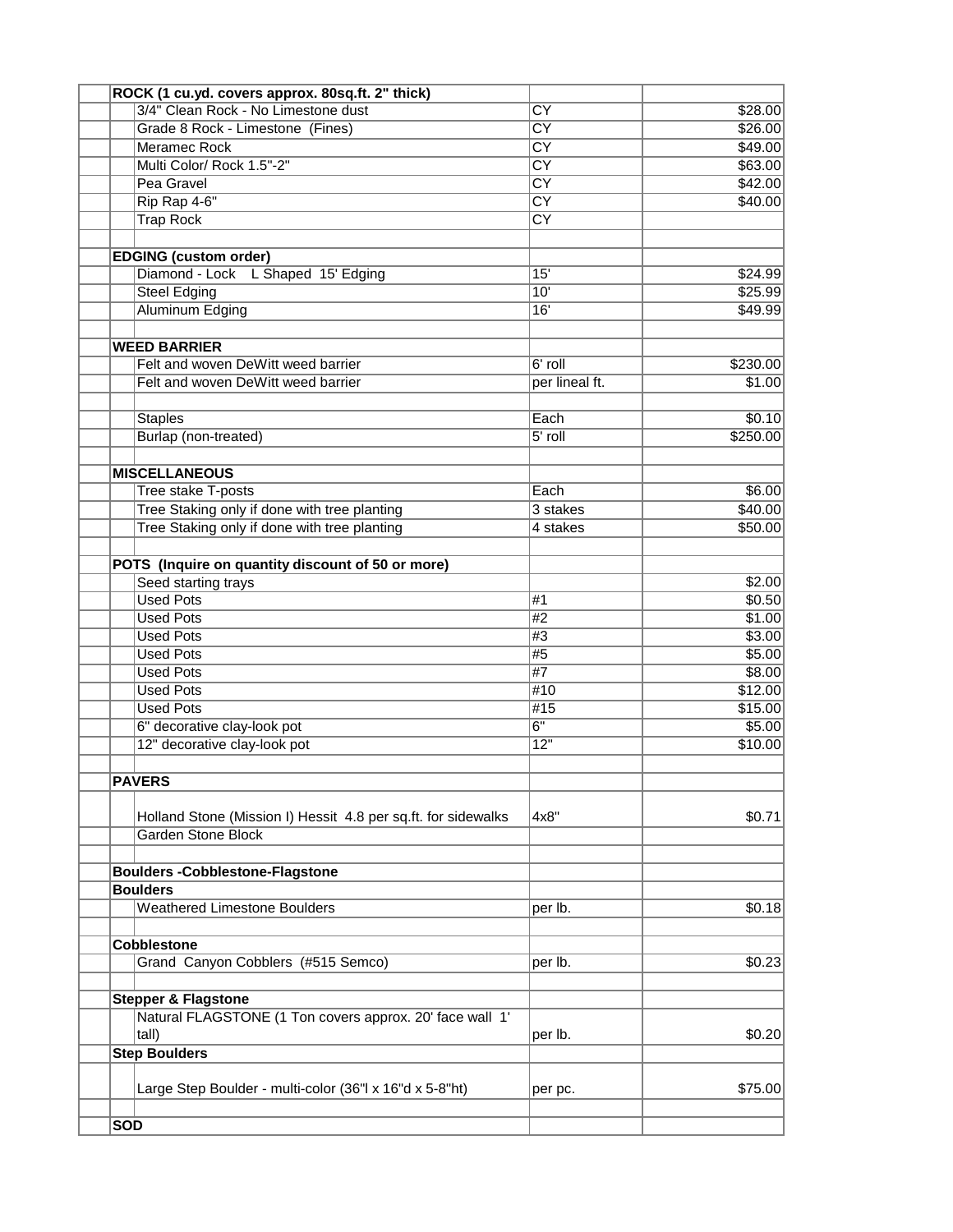| Item | Unit | Price |
|---|---|---|
| **ROCK (1 cu.yd. covers approx. 80sq.ft. 2" thick)** | | |
| 3/4" Clean Rock - No Limestone dust | CY | $28.00 |
| Grade 8 Rock - Limestone (Fines) | CY | $26.00 |
| Meramec Rock | CY | $49.00 |
| Multi Color/ Rock 1.5"-2" | CY | $63.00 |
| Pea Gravel | CY | $42.00 |
| Rip Rap 4-6" | CY | $40.00 |
| Trap Rock | CY | |
| | | |
| **EDGING (custom order)** | | |
| Diamond - Lock L Shaped 15' Edging | 15' | $24.99 |
| Steel Edging | 10' | $25.99 |
| Aluminum Edging | 16' | $49.99 |
| | | |
| **WEED BARRIER** | | |
| Felt and woven DeWitt weed barrier | 6' roll | $230.00 |
| Felt and woven DeWitt weed barrier | per lineal ft. | $1.00 |
| | | |
| Staples | Each | $0.10 |
| Burlap (non-treated) | 5' roll | $250.00 |
| | | |
| **MISCELLANEOUS** | | |
| Tree stake T-posts | Each | $6.00 |
| Tree Staking only if done with tree planting | 3 stakes | $40.00 |
| Tree Staking only if done with tree planting | 4 stakes | $50.00 |
| | | |
| **POTS (Inquire on quantity discount of 50 or more)** | | |
| Seed starting trays | | $2.00 |
| Used Pots | #1 | $0.50 |
| Used Pots | #2 | $1.00 |
| Used Pots | #3 | $3.00 |
| Used Pots | #5 | $5.00 |
| Used Pots | #7 | $8.00 |
| Used Pots | #10 | $12.00 |
| Used Pots | #15 | $15.00 |
| 6" decorative clay-look pot | 6" | $5.00 |
| 12" decorative clay-look pot | 12" | $10.00 |
| | | |
| **PAVERS** | | |
| Holland Stone (Mission I) Hessit 4.8 per sq.ft. for sidewalks | 4x8" | $0.71 |
| Garden Stone Block | | |
| | | |
| **Boulders -Cobblestone-Flagstone** | | |
| **Boulders** | | |
| Weathered Limestone Boulders | per lb. | $0.18 |
| | | |
| **Cobblestone** | | |
| Grand Canyon Cobblers (#515 Semco) | per lb. | $0.23 |
| | | |
| **Stepper & Flagstone** | | |
| Natural FLAGSTONE (1 Ton covers approx. 20' face wall 1' tall) | per lb. | $0.20 |
| **Step Boulders** | | |
| Large Step Boulder - multi-color (36"l x 16"d x 5-8"ht) | per pc. | $75.00 |
| | | |
| **SOD** | | |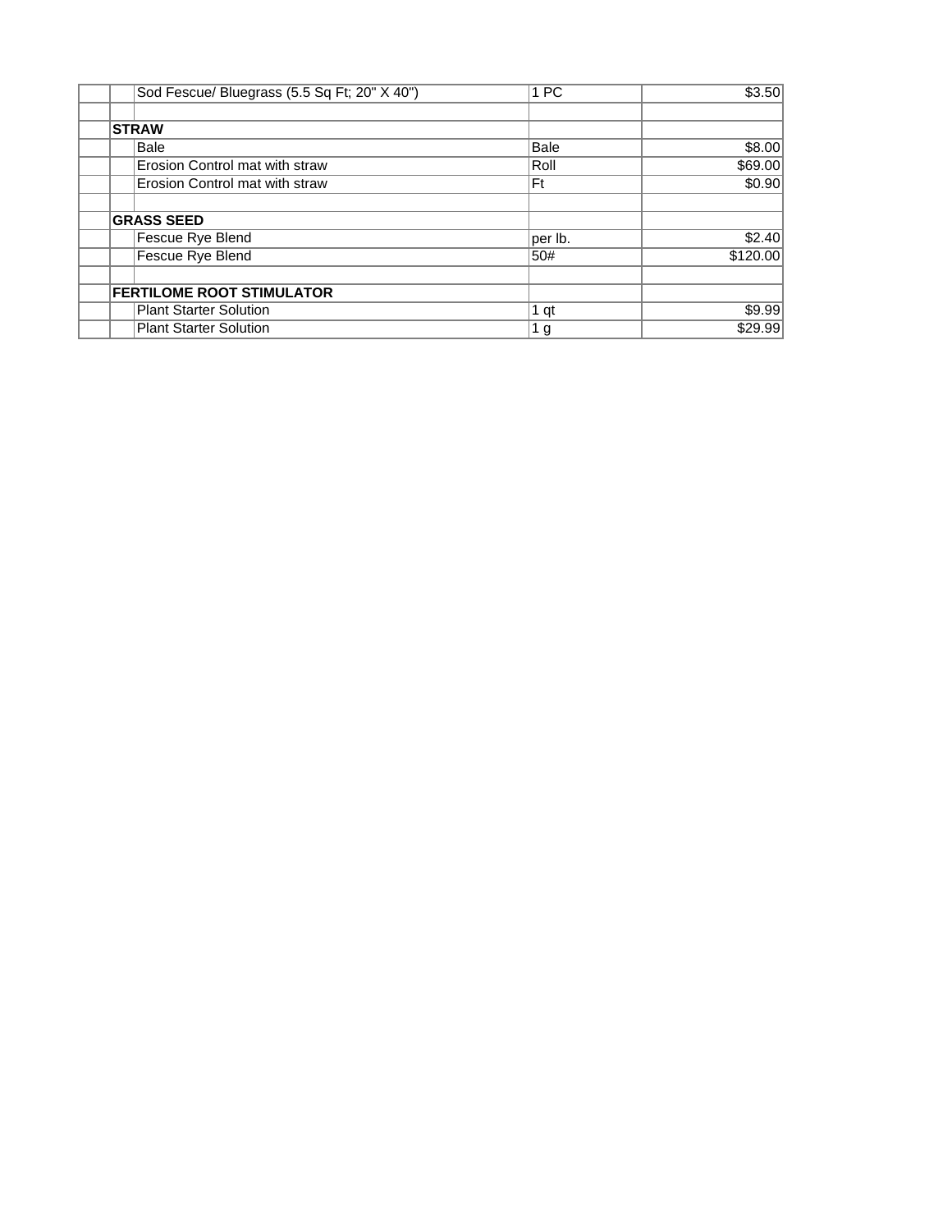| | | | | |
|---|---|---|---|---|
| | | Sod Fescue/ Bluegrass (5.5 Sq Ft; 20" X 40") | 1 PC | $3.50 |
| | | | | |
| | **STRAW** | | | |
| | | Bale | Bale | $8.00 |
| | | Erosion Control mat with straw | Roll | $69.00 |
| | | Erosion Control mat with straw | Ft | $0.90 |
| | | | | |
| | **GRASS SEED** | | | |
| | | Fescue Rye Blend | per lb. | $2.40 |
| | | Fescue Rye Blend | 50# | $120.00 |
| | | | | |
| | **FERTILOME ROOT STIMULATOR** | | | |
| | | Plant Starter Solution | 1 qt | $9.99 |
| | | Plant Starter Solution | 1 g | $29.99 |